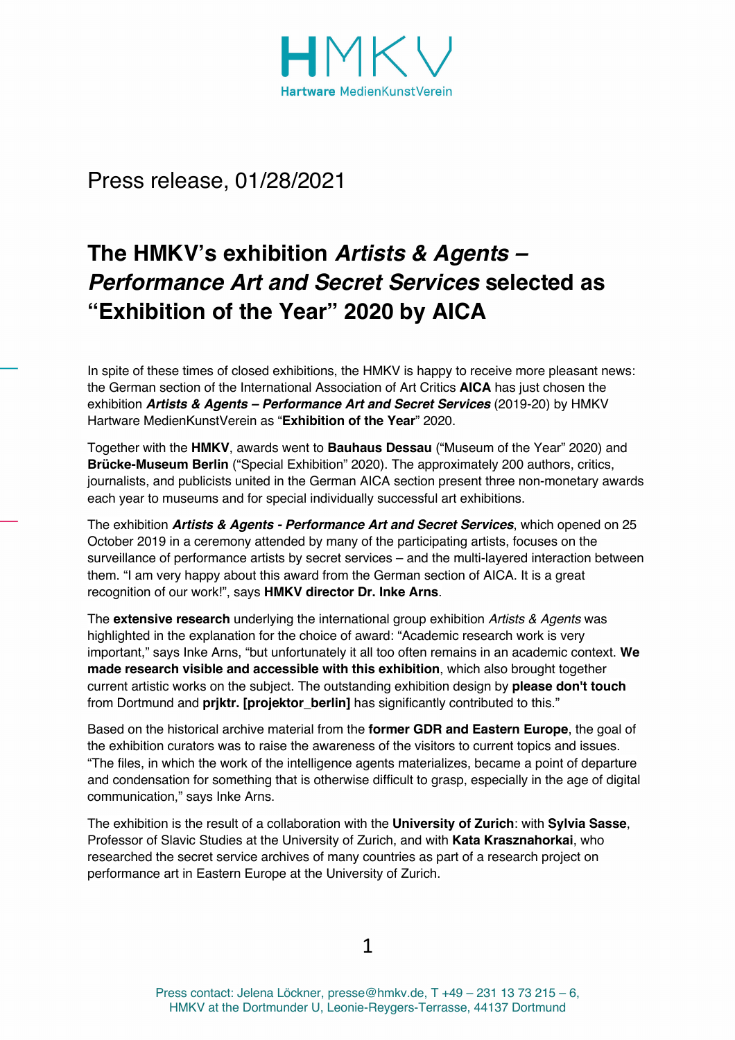HMKV
Hartware MedienKunstVerein

Press release, 01/28/2021

# The HMKV's exhibition *Artists & Agents – Performance Art and Secret Services* selected as "Exhibition of the Year" 2020 by AICA

In spite of these times of closed exhibitions, the HMKV is happy to receive more pleasant news: the German section of the International Association of Art Critics **AICA** has just chosen the exhibition ***Artists & Agents – Performance Art and Secret Services*** (2019-20) by HMKV Hartware MedienKunstVerein as "**Exhibition of the Year**" 2020.

Together with the **HMKV**, awards went to **Bauhaus Dessau** ("Museum of the Year" 2020) and **Brücke-Museum Berlin** ("Special Exhibition" 2020). The approximately 200 authors, critics, journalists, and publicists united in the German AICA section present three non-monetary awards each year to museums and for special individually successful art exhibitions.

The exhibition ***Artists & Agents - Performance Art and Secret Services***, which opened on 25 October 2019 in a ceremony attended by many of the participating artists, focuses on the surveillance of performance artists by secret services – and the multi-layered interaction between them. "I am very happy about this award from the German section of AICA. It is a great recognition of our work!", says **HMKV director Dr. Inke Arns**.

The **extensive research** underlying the international group exhibition *Artists & Agents* was highlighted in the explanation for the choice of award: "Academic research work is very important," says Inke Arns, "but unfortunately it all too often remains in an academic context. **We made research visible and accessible with this exhibition**, which also brought together current artistic works on the subject. The outstanding exhibition design by **please don't touch** from Dortmund and **prjktr. [projektor_berlin]** has significantly contributed to this."

Based on the historical archive material from the **former GDR and Eastern Europe**, the goal of the exhibition curators was to raise the awareness of the visitors to current topics and issues. "The files, in which the work of the intelligence agents materializes, became a point of departure and condensation for something that is otherwise difficult to grasp, especially in the age of digital communication," says Inke Arns.

The exhibition is the result of a collaboration with the **University of Zurich**: with **Sylvia Sasse**, Professor of Slavic Studies at the University of Zurich, and with **Kata Krasznahorkai**, who researched the secret service archives of many countries as part of a research project on performance art in Eastern Europe at the University of Zurich.

Press contact: Jelena Löckner, presse@hmkv.de, T +49 – 231 13 73 215 – 6, HMKV at the Dortmunder U, Leonie-Reygers-Terrasse, 44137 Dortmund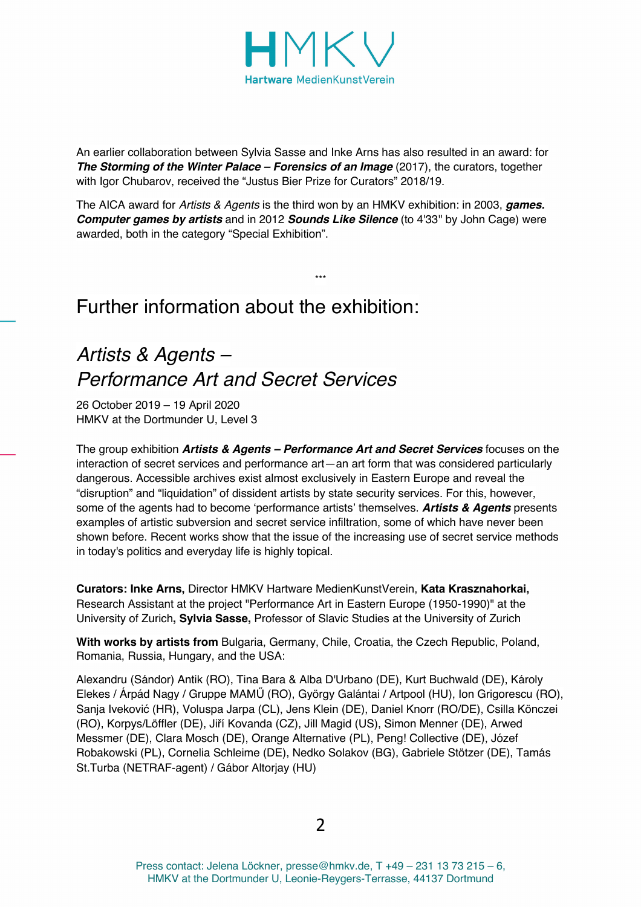An earlier collaboration between Sylvia Sasse and Inke Arns has also resulted in an award: for ***The Storming of the Winter Palace – Forensics of an Image*** (2017), the curators, together with Igor Chubarov, received the "Justus Bier Prize for Curators" 2018/19.

The AICA award for *Artists & Agents* is the third won by an HMKV exhibition: in 2003, ***games. Computer games by artists*** and in 2012 ***Sounds Like Silence*** (to 4'33" by John Cage) were awarded, both in the category "Special Exhibition".

***

# Further information about the exhibition:

## *Artists & Agents – Performance Art and Secret Services*

26 October 2019 – 19 April 2020
HMKV at the Dortmunder U, Level 3

The group exhibition ***Artists & Agents – Performance Art and Secret Services*** focuses on the interaction of secret services and performance art—an art form that was considered particularly dangerous. Accessible archives exist almost exclusively in Eastern Europe and reveal the "disruption" and "liquidation" of dissident artists by state security services. For this, however, some of the agents had to become 'performance artists' themselves. ***Artists & Agents*** presents examples of artistic subversion and secret service infiltration, some of which have never been shown before. Recent works show that the issue of the increasing use of secret service methods in today's politics and everyday life is highly topical.

**Curators: Inke Arns,** Director HMKV Hartware MedienKunstVerein, **Kata Krasznahorkai,** Research Assistant at the project "Performance Art in Eastern Europe (1950-1990)" at the University of Zurich**, Sylvia Sasse,** Professor of Slavic Studies at the University of Zurich

**With works by artists from** Bulgaria, Germany, Chile, Croatia, the Czech Republic, Poland, Romania, Russia, Hungary, and the USA:

Alexandru (Sándor) Antik (RO), Tina Bara & Alba D'Urbano (DE), Kurt Buchwald (DE), Károly Elekes / Árpád Nagy / Gruppe MAMŰ (RO), György Galántai / Artpool (HU), Ion Grigorescu (RO), Sanja Iveković (HR), Voluspa Jarpa (CL), Jens Klein (DE), Daniel Knorr (RO/DE), Csilla Könczei (RO), Korpys/Löffler (DE), Jiří Kovanda (CZ), Jill Magid (US), Simon Menner (DE), Arwed Messmer (DE), Clara Mosch (DE), Orange Alternative (PL), Peng! Collective (DE), Józef Robakowski (PL), Cornelia Schleime (DE), Nedko Solakov (BG), Gabriele Stötzer (DE), Tamás St.Turba (NETRAF-agent) / Gábor Altorjay (HU)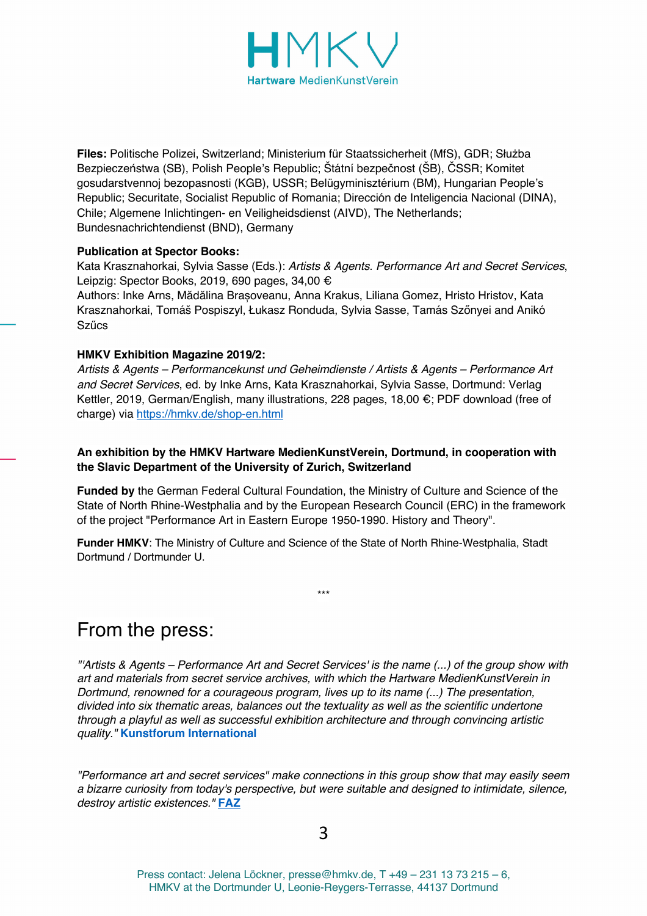**Files:** Politische Polizei, Switzerland; Ministerium für Staatssicherheit (MfS), GDR; Służba Bezpieczeństwa (SB), Polish People's Republic; Štátní bezpečnost (ŠB), ČSSR; Komitet gosudarstvennoj bezopasnosti (KGB), USSR; Belügyminisztérium (BM), Hungarian People's Republic; Securitate, Socialist Republic of Romania; Dirección de Inteligencia Nacional (DINA), Chile; Algemene Inlichtingen- en Veiligheidsdienst (AIVD), The Netherlands; Bundesnachrichtendienst (BND), Germany

**Publication at Spector Books:**
Kata Krasznahorkai, Sylvia Sasse (Eds.): *Artists & Agents. Performance Art and Secret Services*, Leipzig: Spector Books, 2019, 690 pages, 34,00 €
Authors: Inke Arns, Mădălina Brașoveanu, Anna Krakus, Liliana Gomez, Hristo Hristov, Kata Krasznahorkai, Tomáš Pospiszyl, Łukasz Ronduda, Sylvia Sasse, Tamás Szőnyei and Anikó Szűcs

**HMKV Exhibition Magazine 2019/2:**
*Artists & Agents – Performancekunst und Geheimdienste / Artists & Agents – Performance Art and Secret Services*, ed. by Inke Arns, Kata Krasznahorkai, Sylvia Sasse, Dortmund: Verlag Kettler, 2019, German/English, many illustrations, 228 pages, 18,00 €; PDF download (free of charge) via https://hmkv.de/shop-en.html

**An exhibition by the HMKV Hartware MedienKunstVerein, Dortmund, in cooperation with the Slavic Department of the University of Zurich, Switzerland**

**Funded by** the German Federal Cultural Foundation, the Ministry of Culture and Science of the State of North Rhine-Westphalia and by the European Research Council (ERC) in the framework of the project "Performance Art in Eastern Europe 1950-1990. History and Theory".

**Funder HMKV**: The Ministry of Culture and Science of the State of North Rhine-Westphalia, Stadt Dortmund / Dortmunder U.

\*\*\*

## From the press:

*"'Artists & Agents – Performance Art and Secret Services' is the name (...) of the group show with art and materials from secret service archives, with which the Hartware MedienKunstVerein in Dortmund, renowned for a courageous program, lives up to its name (...) The presentation, divided into six thematic areas, balances out the textuality as well as the scientific undertone through a playful as well as successful exhibition architecture and through convincing artistic quality."* **Kunstforum International**

*"Performance art and secret services" make connections in this group show that may easily seem a bizarre curiosity from today's perspective, but were suitable and designed to intimidate, silence, destroy artistic existences."* **FAZ**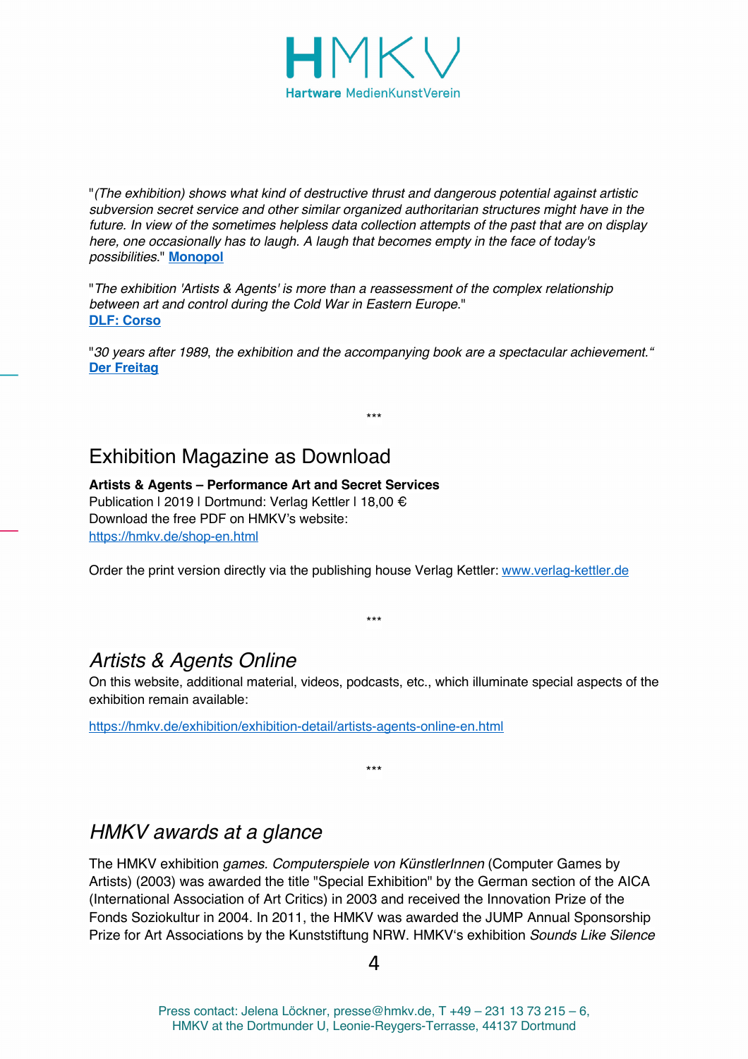"*(The exhibition) shows what kind of destructive thrust and dangerous potential against artistic subversion secret service and other similar organized authoritarian structures might have in the future. In view of the sometimes helpless data collection attempts of the past that are on display here, one occasionally has to laugh. A laugh that becomes empty in the face of today's possibilities*." **Monopol**

"*The exhibition 'Artists & Agents' is more than a reassessment of the complex relationship between art and control during the Cold War in Eastern Europe*."
**DLF: Corso**

"*30 years after 1989, the exhibition and the accompanying book are a spectacular achievement.*"
**Der Freitag**

\*\*\*

## Exhibition Magazine as Download

**Artists & Agents – Performance Art and Secret Services**
Publication | 2019 | Dortmund: Verlag Kettler | 18,00 €
Download the free PDF on HMKV's website:
https://hmkv.de/shop-en.html

Order the print version directly via the publishing house Verlag Kettler: www.verlag-kettler.de

\*\*\*

## *Artists & Agents Online*

On this website, additional material, videos, podcasts, etc., which illuminate special aspects of the exhibition remain available:

https://hmkv.de/exhibition/exhibition-detail/artists-agents-online-en.html

\*\*\*

## *HMKV awards at a glance*

The HMKV exhibition *games. Computerspiele von KünstlerInnen* (Computer Games by Artists) (2003) was awarded the title "Special Exhibition" by the German section of the AICA (International Association of Art Critics) in 2003 and received the Innovation Prize of the Fonds Soziokultur in 2004. In 2011, the HMKV was awarded the JUMP Annual Sponsorship Prize for Art Associations by the Kunststiftung NRW. HMKV's exhibition *Sounds Like Silence*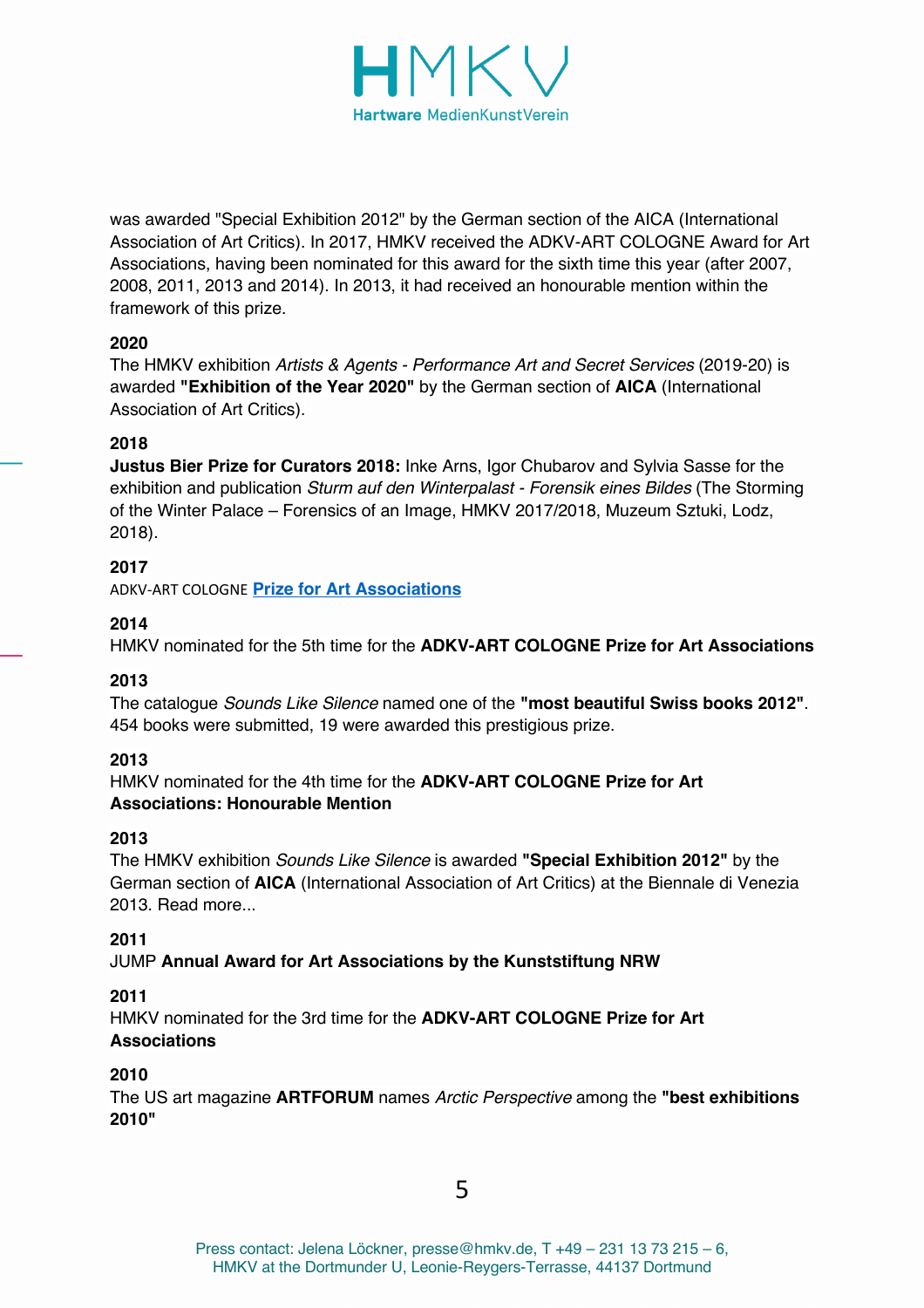was awarded "Special Exhibition 2012" by the German section of the AICA (International Association of Art Critics). In 2017, HMKV received the ADKV-ART COLOGNE Award for Art Associations, having been nominated for this award for the sixth time this year (after 2007, 2008, 2011, 2013 and 2014). In 2013, it had received an honourable mention within the framework of this prize.

**2020**
The HMKV exhibition *Artists & Agents - Performance Art and Secret Services* (2019-20) is awarded **"Exhibition of the Year 2020"** by the German section of **AICA** (International Association of Art Critics).

**2018**
**Justus Bier Prize for Curators 2018:** Inke Arns, Igor Chubarov and Sylvia Sasse for the exhibition and publication *Sturm auf den Winterpalast - Forensik eines Bildes* (The Storming of the Winter Palace – Forensics of an Image, HMKV 2017/2018, Muzeum Sztuki, Lodz, 2018).

**2017**
ADKV-ART COLOGNE **Prize for Art Associations**

**2014**
HMKV nominated for the 5th time for the **ADKV-ART COLOGNE Prize for Art Associations**

**2013**
The catalogue *Sounds Like Silence* named one of the **"most beautiful Swiss books 2012"**. 454 books were submitted, 19 were awarded this prestigious prize.

**2013**
HMKV nominated for the 4th time for the **ADKV-ART COLOGNE Prize for Art Associations: Honourable Mention**

**2013**
The HMKV exhibition *Sounds Like Silence* is awarded **"Special Exhibition 2012"** by the German section of **AICA** (International Association of Art Critics) at the Biennale di Venezia 2013. Read more...

**2011**
JUMP **Annual Award for Art Associations by the Kunststiftung NRW**

**2011**
HMKV nominated for the 3rd time for the **ADKV-ART COLOGNE Prize for Art Associations**

**2010**
The US art magazine **ARTFORUM** names *Arctic Perspective* among the **"best exhibitions 2010"**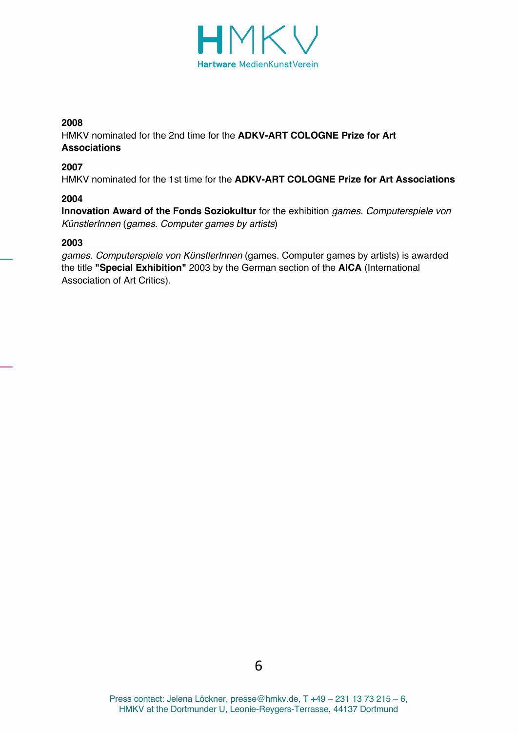**2008**
HMKV nominated for the 2nd time for the **ADKV-ART COLOGNE Prize for Art Associations**

**2007**
HMKV nominated for the 1st time for the **ADKV-ART COLOGNE Prize for Art Associations**

**2004**
**Innovation Award of the Fonds Soziokultur** for the exhibition *games. Computerspiele von KünstlerInnen* (*games. Computer games by artists*)

**2003**
*games. Computerspiele von KünstlerInnen* (games. Computer games by artists) is awarded the title **"Special Exhibition"** 2003 by the German section of the **AICA** (International Association of Art Critics).